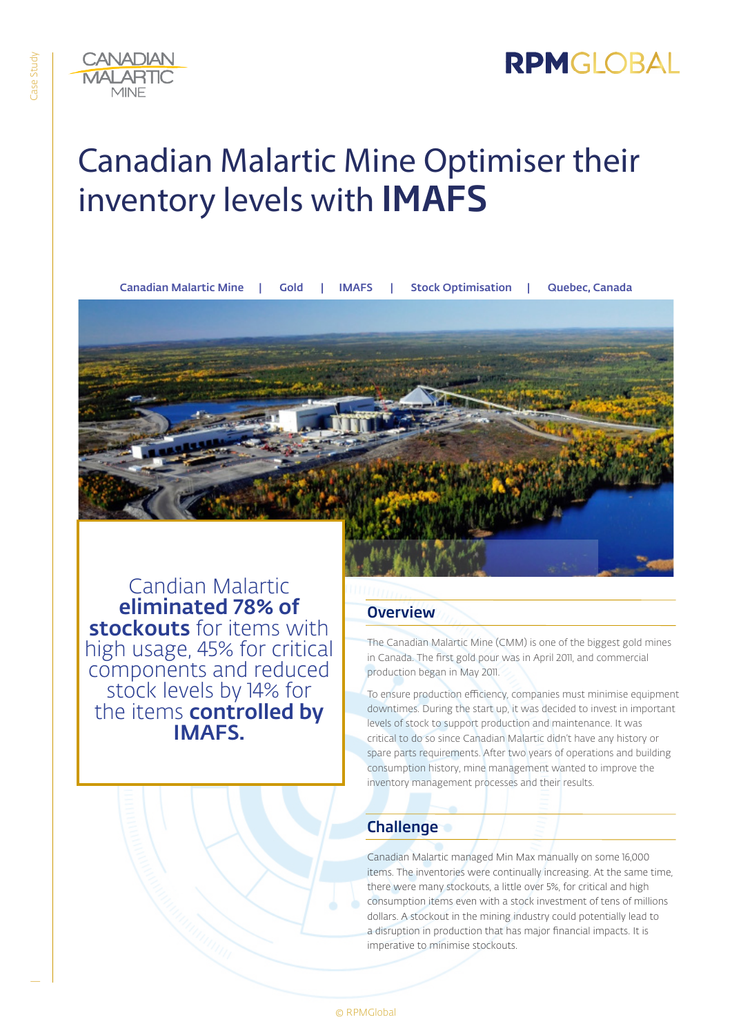# Canadian Malartic Mine Optimiser their inventory levels with **IMAFS**

Canadian Malartic Mine | Gold | IMAFS | Stock Optimisation | Quebec, Canada

Candian Malartic **eliminated 78% of stockouts** for items with high usage, 45% for critical components and reduced stock levels by 14% for the items **controlled by IMAFS.**

## Overview

The Canadian Malartic Mine (CMM) is one of the biggest gold mines in Canada. The first gold pour was in April 2011, and commercial production began in May 2011.

To ensure production efficiency, companies must minimise equipment downtimes. During the start up, it was decided to invest in important levels of stock to support production and maintenance. It was critical to do so since Canadian Malartic didn't have any history or spare parts requirements. After two years of operations and building consumption history, mine management wanted to improve the inventory management processes and their results.

## Challenge

Canadian Malartic managed Min Max manually on some 16,000 items. The inventories were continually increasing. At the same time, there were many stockouts, a little over 5%, for critical and high consumption items even with a stock investment of tens of millions dollars. A stockout in the mining industry could potentially lead to a disruption in production that has major financial impacts. It is imperative to minimise stockouts.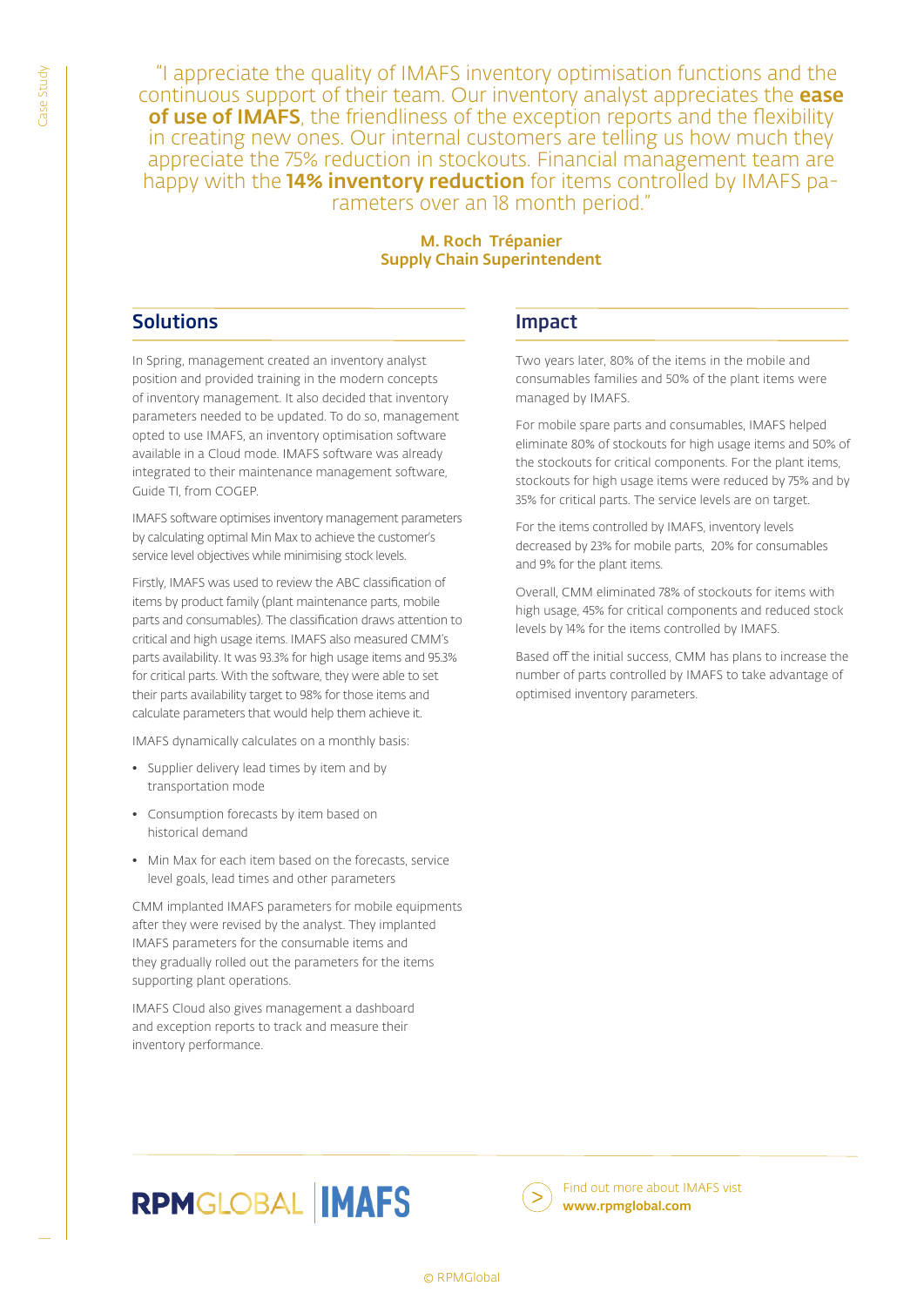"I appreciate the quality of IMAFS inventory optimisation functions and the continuous support of their team. Our inventory analyst appreciates the **ease of use of IMAFS**, the friendliness of the exception reports and the flexibility in creating new ones. Our internal customers are telling us how much they appreciate the 75% reduction in stockouts. Financial management team are happy with the **14% inventory reduction** for items controlled by IMAFS parameters over an 18 month period."

**M. Roch Trépanier**
**Supply Chain Superintendent**

## Solutions

In Spring, management created an inventory analyst position and provided training in the modern concepts of inventory management. It also decided that inventory parameters needed to be updated. To do so, management opted to use IMAFS, an inventory optimisation software available in a Cloud mode. IMAFS software was already integrated to their maintenance management software, Guide TI, from COGEP.

IMAFS software optimises inventory management parameters by calculating optimal Min Max to achieve the customer's service level objectives while minimising stock levels.

Firstly, IMAFS was used to review the ABC classification of items by product family (plant maintenance parts, mobile parts and consumables). The classification draws attention to critical and high usage items. IMAFS also measured CMM's parts availability. It was 93.3% for high usage items and 95.3% for critical parts. With the software, they were able to set their parts availability target to 98% for those items and calculate parameters that would help them achieve it.

IMAFS dynamically calculates on a monthly basis:

- Supplier delivery lead times by item and by transportation mode
- Consumption forecasts by item based on historical demand
- Min Max for each item based on the forecasts, service level goals, lead times and other parameters

CMM implanted IMAFS parameters for mobile equipments after they were revised by the analyst. They implanted IMAFS parameters for the consumable items and they gradually rolled out the parameters for the items supporting plant operations.

IMAFS Cloud also gives management a dashboard and exception reports to track and measure their inventory performance.

## Impact

Two years later, 80% of the items in the mobile and consumables families and 50% of the plant items were managed by IMAFS.

For mobile spare parts and consumables, IMAFS helped eliminate 80% of stockouts for high usage items and 50% of the stockouts for critical components. For the plant items, stockouts for high usage items were reduced by 75% and by 35% for critical parts. The service levels are on target.

For the items controlled by IMAFS, inventory levels decreased by 23% for mobile parts, 20% for consumables and 9% for the plant items.

Overall, CMM eliminated 78% of stockouts for items with high usage, 45% for critical components and reduced stock levels by 14% for the items controlled by IMAFS.

Based off the initial success, CMM has plans to increase the number of parts controlled by IMAFS to take advantage of optimised inventory parameters.

RPMGLOBAL | IMAFS

Find out more about IMAFS vist
**www.rpmglobal.com**

© RPMGlobal